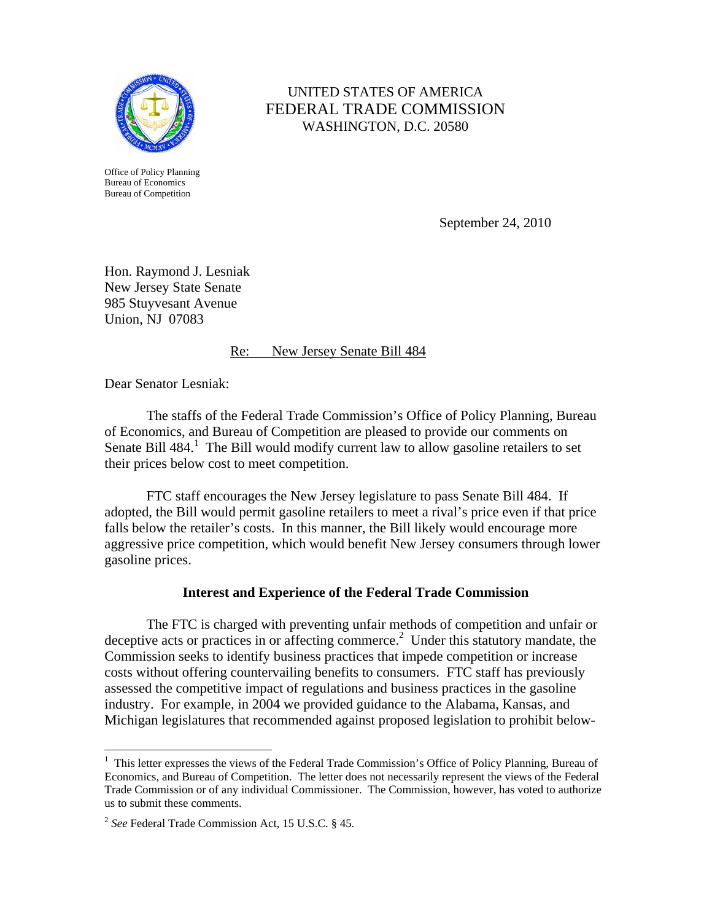UNITED STATES OF AMERICA
FEDERAL TRADE COMMISSION
WASHINGTON, D.C. 20580

Office of Policy Planning
Bureau of Economics
Bureau of Competition

September 24, 2010

Hon. Raymond J. Lesniak
New Jersey State Senate
985 Stuyvesant Avenue
Union, NJ 07083

Re: New Jersey Senate Bill 484

Dear Senator Lesniak:

The staffs of the Federal Trade Commission's Office of Policy Planning, Bureau of Economics, and Bureau of Competition are pleased to provide our comments on Senate Bill 484.[1] The Bill would modify current law to allow gasoline retailers to set their prices below cost to meet competition.

FTC staff encourages the New Jersey legislature to pass Senate Bill 484. If adopted, the Bill would permit gasoline retailers to meet a rival's price even if that price falls below the retailer's costs. In this manner, the Bill likely would encourage more aggressive price competition, which would benefit New Jersey consumers through lower gasoline prices.

## Interest and Experience of the Federal Trade Commission

The FTC is charged with preventing unfair methods of competition and unfair or deceptive acts or practices in or affecting commerce.[2] Under this statutory mandate, the Commission seeks to identify business practices that impede competition or increase costs without offering countervailing benefits to consumers. FTC staff has previously assessed the competitive impact of regulations and business practices in the gasoline industry. For example, in 2004 we provided guidance to the Alabama, Kansas, and Michigan legislatures that recommended against proposed legislation to prohibit below-

---

[1] This letter expresses the views of the Federal Trade Commission's Office of Policy Planning, Bureau of Economics, and Bureau of Competition. The letter does not necessarily represent the views of the Federal Trade Commission or of any individual Commissioner. The Commission, however, has voted to authorize us to submit these comments.

[2] *See* Federal Trade Commission Act, 15 U.S.C. § 45.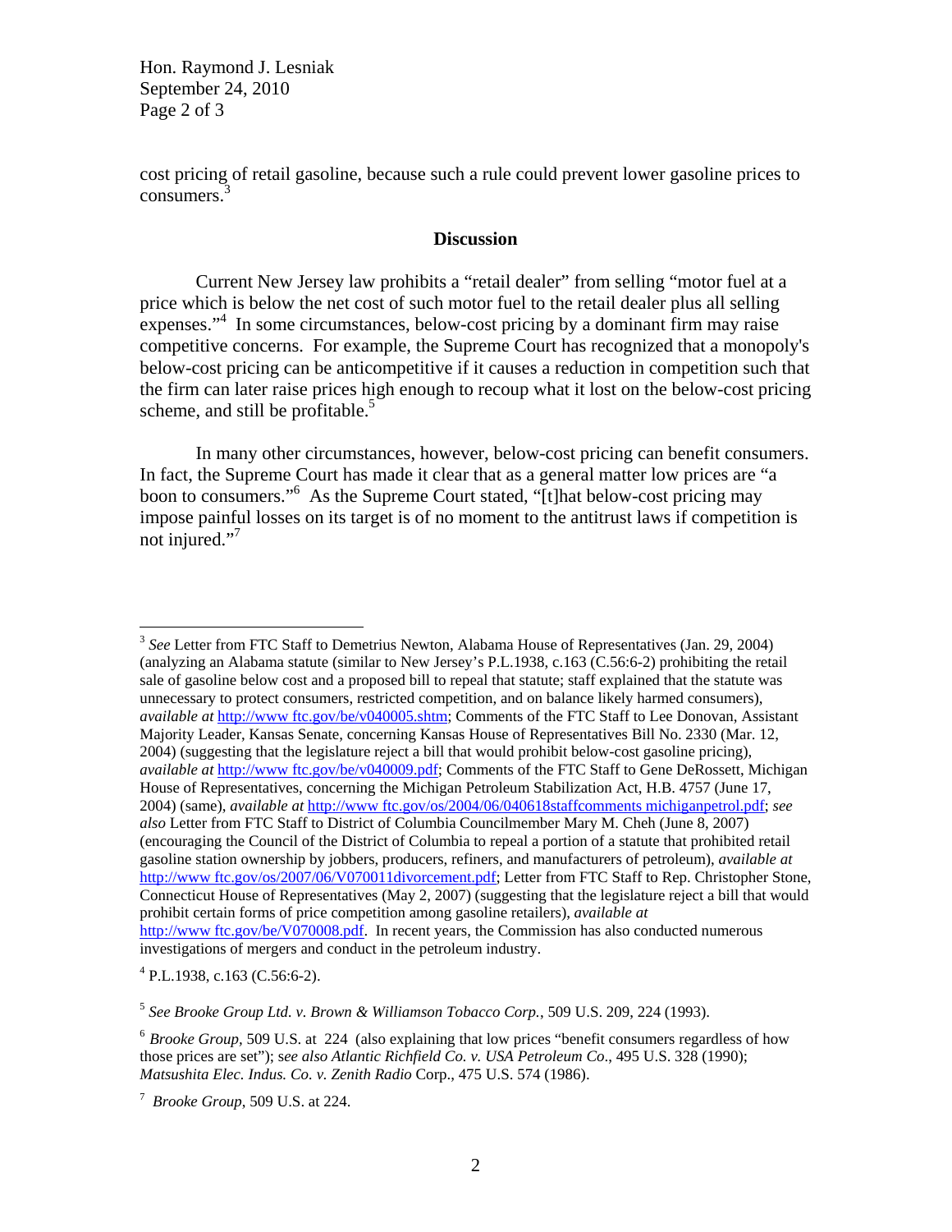cost pricing of retail gasoline, because such a rule could prevent lower gasoline prices to consumers.[3]

## Discussion

Current New Jersey law prohibits a "retail dealer" from selling "motor fuel at a price which is below the net cost of such motor fuel to the retail dealer plus all selling expenses."[4] In some circumstances, below-cost pricing by a dominant firm may raise competitive concerns. For example, the Supreme Court has recognized that a monopoly's below-cost pricing can be anticompetitive if it causes a reduction in competition such that the firm can later raise prices high enough to recoup what it lost on the below-cost pricing scheme, and still be profitable.[5]

In many other circumstances, however, below-cost pricing can benefit consumers. In fact, the Supreme Court has made it clear that as a general matter low prices are "a boon to consumers."[6] As the Supreme Court stated, "[t]hat below-cost pricing may impose painful losses on its target is of no moment to the antitrust laws if competition is not injured."[7]

---

[3] *See* Letter from FTC Staff to Demetrius Newton, Alabama House of Representatives (Jan. 29, 2004) (analyzing an Alabama statute (similar to New Jersey's P.L.1938, c.163 (C.56:6-2) prohibiting the retail sale of gasoline below cost and a proposed bill to repeal that statute; staff explained that the statute was unnecessary to protect consumers, restricted competition, and on balance likely harmed consumers), *available at* http://www.ftc.gov/be/v040005.shtm; Comments of the FTC Staff to Lee Donovan, Assistant Majority Leader, Kansas Senate, concerning Kansas House of Representatives Bill No. 2330 (Mar. 12, 2004) (suggesting that the legislature reject a bill that would prohibit below-cost gasoline pricing), *available at* http://www.ftc.gov/be/v040009.pdf; Comments of the FTC Staff to Gene DeRossett, Michigan House of Representatives, concerning the Michigan Petroleum Stabilization Act, H.B. 4757 (June 17, 2004) (same), *available at* http://www.ftc.gov/os/2004/06/040618staffcomments michiganpetrol.pdf; *see also* Letter from FTC Staff to District of Columbia Councilmember Mary M. Cheh (June 8, 2007) (encouraging the Council of the District of Columbia to repeal a portion of a statute that prohibited retail gasoline station ownership by jobbers, producers, refiners, and manufacturers of petroleum), *available at* http://www.ftc.gov/os/2007/06/V070011divorcement.pdf; Letter from FTC Staff to Rep. Christopher Stone, Connecticut House of Representatives (May 2, 2007) (suggesting that the legislature reject a bill that would prohibit certain forms of price competition among gasoline retailers), *available at* http://www.ftc.gov/be/V070008.pdf. In recent years, the Commission has also conducted numerous investigations of mergers and conduct in the petroleum industry.

[4] P.L.1938, c.163 (C.56:6-2).

[5] *See Brooke Group Ltd. v. Brown & Williamson Tobacco Corp.*, 509 U.S. 209, 224 (1993).

[6] *Brooke Group*, 509 U.S. at 224 (also explaining that low prices "benefit consumers regardless of how those prices are set"); s*ee also Atlantic Richfield Co. v. USA Petroleum Co*., 495 U.S. 328 (1990); *Matsushita Elec. Indus. Co. v. Zenith Radio* Corp., 475 U.S. 574 (1986).

[7] *Brooke Group*, 509 U.S. at 224.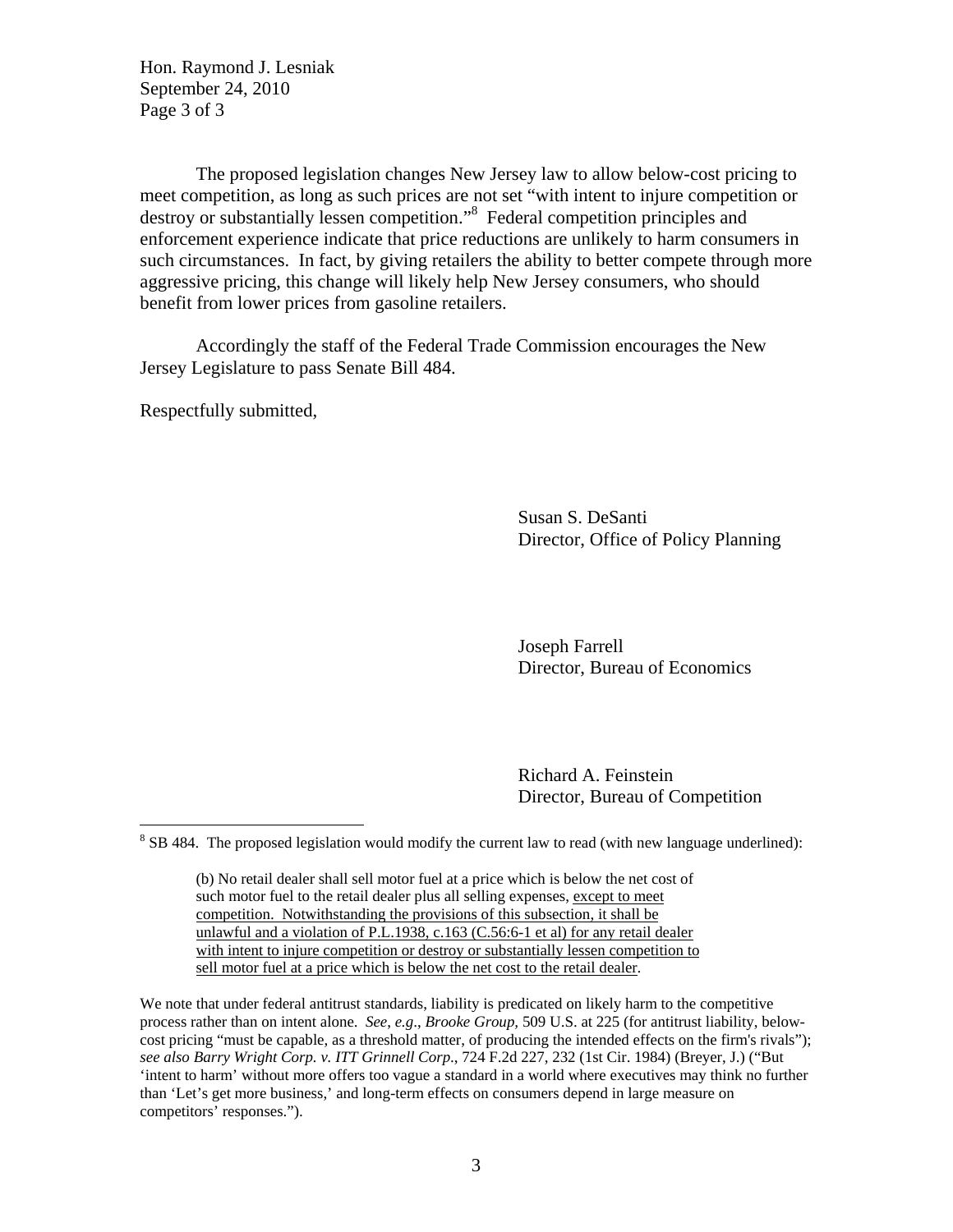The proposed legislation changes New Jersey law to allow below-cost pricing to meet competition, as long as such prices are not set "with intent to injure competition or destroy or substantially lessen competition."[8] Federal competition principles and enforcement experience indicate that price reductions are unlikely to harm consumers in such circumstances. In fact, by giving retailers the ability to better compete through more aggressive pricing, this change will likely help New Jersey consumers, who should benefit from lower prices from gasoline retailers.

Accordingly the staff of the Federal Trade Commission encourages the New Jersey Legislature to pass Senate Bill 484.

Respectfully submitted,

Susan S. DeSanti
Director, Office of Policy Planning

Joseph Farrell
Director, Bureau of Economics

Richard A. Feinstein
Director, Bureau of Competition

---

[8] SB 484. The proposed legislation would modify the current law to read (with new language underlined):

> (b) No retail dealer shall sell motor fuel at a price which is below the net cost of such motor fuel to the retail dealer plus all selling expenses, <u>except to meet competition. Notwithstanding the provisions of this subsection, it shall be unlawful and a violation of P.L.1938, c.163 (C.56:6-1 et al) for any retail dealer with intent to injure competition or destroy or substantially lessen competition to sell motor fuel at a price which is below the net cost to the retail dealer</u>.

We note that under federal antitrust standards, liability is predicated on likely harm to the competitive process rather than on intent alone. *See*, *e.g*., *Brooke Group*, 509 U.S. at 225 (for antitrust liability, below-cost pricing "must be capable, as a threshold matter, of producing the intended effects on the firm's rivals"); *see also Barry Wright Corp. v. ITT Grinnell Corp*., 724 F.2d 227, 232 (1st Cir. 1984) (Breyer, J.) ("But 'intent to harm' without more offers too vague a standard in a world where executives may think no further than 'Let's get more business,' and long-term effects on consumers depend in large measure on competitors' responses.").